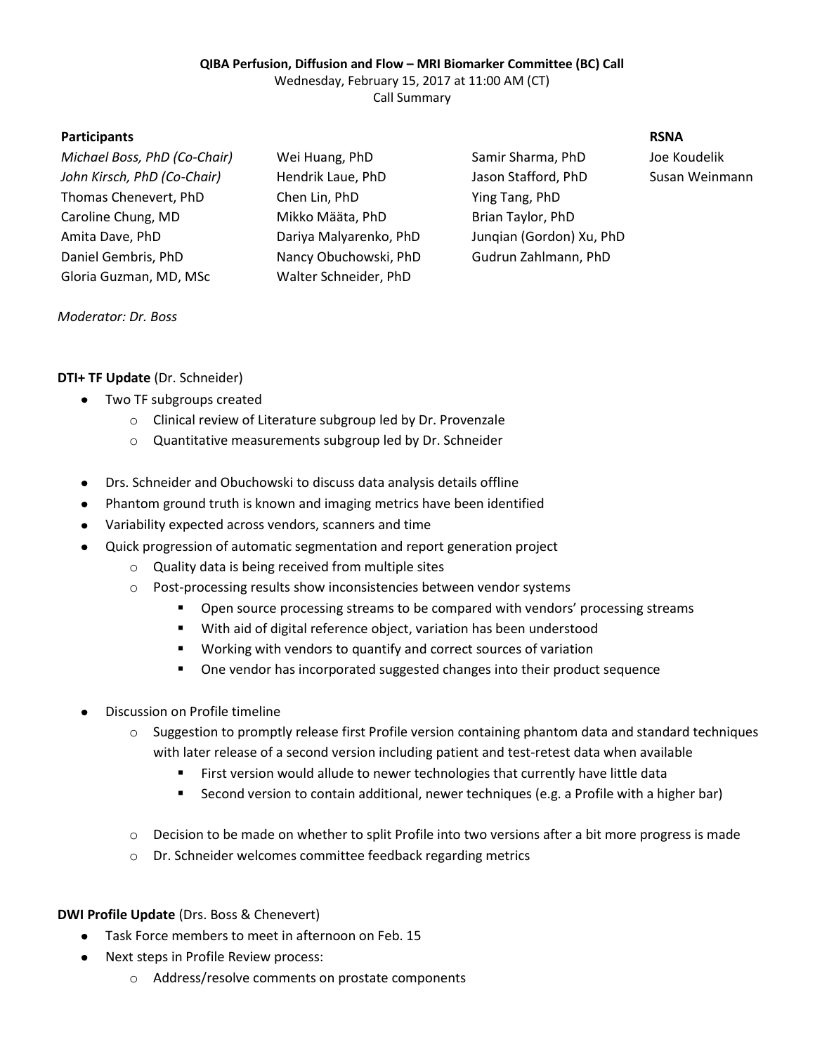**QIBA Perfusion, Diffusion and Flow – MRI Biomarker Committee (BC) Call**

Wednesday, February 15, 2017 at 11:00 AM (CT)

Call Summary

**Participants**

| | | | **RSNA** |
|---|---|---|---|
| *Michael Boss, PhD (Co-Chair)* | Wei Huang, PhD | Samir Sharma, PhD | Joe Koudelik |
| *John Kirsch, PhD (Co-Chair)* | Hendrik Laue, PhD | Jason Stafford, PhD | Susan Weinmann |
| Thomas Chenevert, PhD | Chen Lin, PhD | Ying Tang, PhD | |
| Caroline Chung, MD | Mikko Määta, PhD | Brian Taylor, PhD | |
| Amita Dave, PhD | Dariya Malyarenko, PhD | Junqian (Gordon) Xu, PhD | |
| Daniel Gembris, PhD | Nancy Obuchowski, PhD | Gudrun Zahlmann, PhD | |
| Gloria Guzman, MD, MSc | Walter Schneider, PhD | | |

*Moderator: Dr. Boss*

**DTI+ TF Update** (Dr. Schneider)

- Two TF subgroups created
  - Clinical review of Literature subgroup led by Dr. Provenzale
  - Quantitative measurements subgroup led by Dr. Schneider
- Drs. Schneider and Obuchowski to discuss data analysis details offline
- Phantom ground truth is known and imaging metrics have been identified
- Variability expected across vendors, scanners and time
- Quick progression of automatic segmentation and report generation project
  - Quality data is being received from multiple sites
  - Post-processing results show inconsistencies between vendor systems
    - Open source processing streams to be compared with vendors' processing streams
    - With aid of digital reference object, variation has been understood
    - Working with vendors to quantify and correct sources of variation
    - One vendor has incorporated suggested changes into their product sequence
- Discussion on Profile timeline
  - Suggestion to promptly release first Profile version containing phantom data and standard techniques with later release of a second version including patient and test-retest data when available
    - First version would allude to newer technologies that currently have little data
    - Second version to contain additional, newer techniques (e.g. a Profile with a higher bar)
  - Decision to be made on whether to split Profile into two versions after a bit more progress is made
  - Dr. Schneider welcomes committee feedback regarding metrics

**DWI Profile Update** (Drs. Boss & Chenevert)

- Task Force members to meet in afternoon on Feb. 15
- Next steps in Profile Review process:
  - Address/resolve comments on prostate components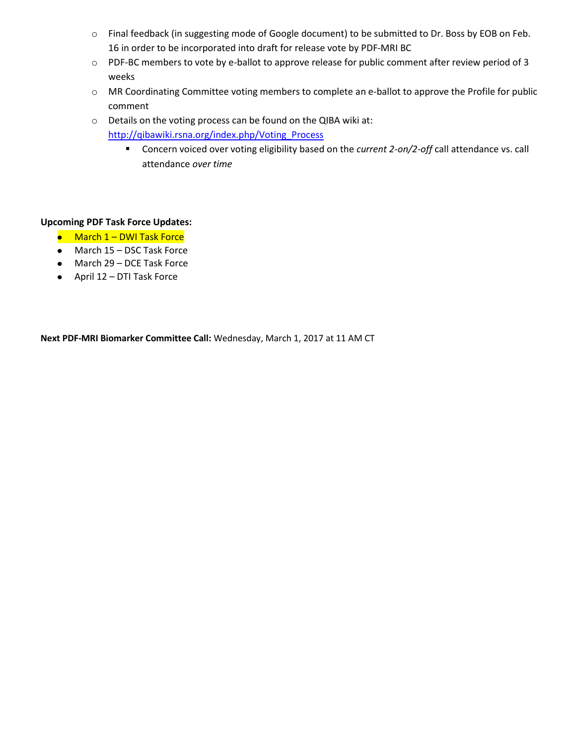- Final feedback (in suggesting mode of Google document) to be submitted to Dr. Boss by EOB on Feb. 16 in order to be incorporated into draft for release vote by PDF-MRI BC
- PDF-BC members to vote by e-ballot to approve release for public comment after review period of 3 weeks
- MR Coordinating Committee voting members to complete an e-ballot to approve the Profile for public comment
- Details on the voting process can be found on the QIBA wiki at: [http://qibawiki.rsna.org/index.php/Voting_Process](http://qibawiki.rsna.org/index.php/Voting_Process)
  - Concern voiced over voting eligibility based on the *current 2-on/2-off* call attendance vs. call attendance *over time*

**Upcoming PDF Task Force Updates:**

- March 1 – DWI Task Force
- March 15 – DSC Task Force
- March 29 – DCE Task Force
- April 12 – DTI Task Force

**Next PDF-MRI Biomarker Committee Call:** Wednesday, March 1, 2017 at 11 AM CT